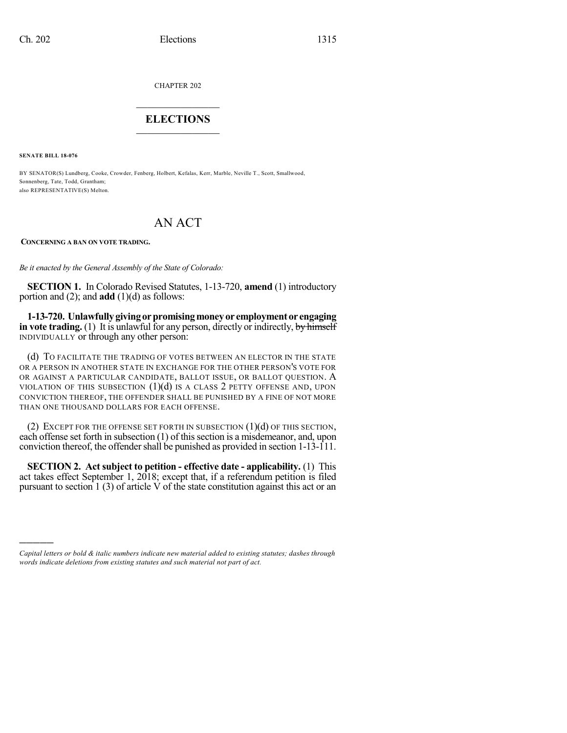CHAPTER 202

# ELECTIONS

**SENATE BILL 18-076**

BY SENATOR(S) Lundberg, Cooke, Crowder, Fenberg, Holbert, Kefalas, Kerr, Marble, Neville T., Scott, Smallwood, Sonnenberg, Tate, Todd, Grantham;
also REPRESENTATIVE(S) Melton.

# AN ACT

**CONCERNING A BAN ON VOTE TRADING.**

*Be it enacted by the General Assembly of the State of Colorado:*

**SECTION 1.** In Colorado Revised Statutes, 1-13-720, **amend** (1) introductory portion and (2); and **add** (1)(d) as follows:

**1-13-720. Unlawfully giving or promising money or employment or engaging in vote trading.** (1) It is unlawful for any person, directly or indirectly, ~~by himself~~ INDIVIDUALLY or through any other person:

(d) TO FACILITATE THE TRADING OF VOTES BETWEEN AN ELECTOR IN THE STATE OR A PERSON IN ANOTHER STATE IN EXCHANGE FOR THE OTHER PERSON'S VOTE FOR OR AGAINST A PARTICULAR CANDIDATE, BALLOT ISSUE, OR BALLOT QUESTION. A VIOLATION OF THIS SUBSECTION (1)(d) IS A CLASS 2 PETTY OFFENSE AND, UPON CONVICTION THEREOF, THE OFFENDER SHALL BE PUNISHED BY A FINE OF NOT MORE THAN ONE THOUSAND DOLLARS FOR EACH OFFENSE.

(2) EXCEPT FOR THE OFFENSE SET FORTH IN SUBSECTION (1)(d) OF THIS SECTION, each offense set forth in subsection (1) of this section is a misdemeanor, and, upon conviction thereof, the offender shall be punished as provided in section 1-13-111.

**SECTION 2. Act subject to petition - effective date - applicability.** (1) This act takes effect September 1, 2018; except that, if a referendum petition is filed pursuant to section 1 (3) of article V of the state constitution against this act or an

---

*Capital letters or bold & italic numbers indicate new material added to existing statutes; dashes through words indicate deletions from existing statutes and such material not part of act.*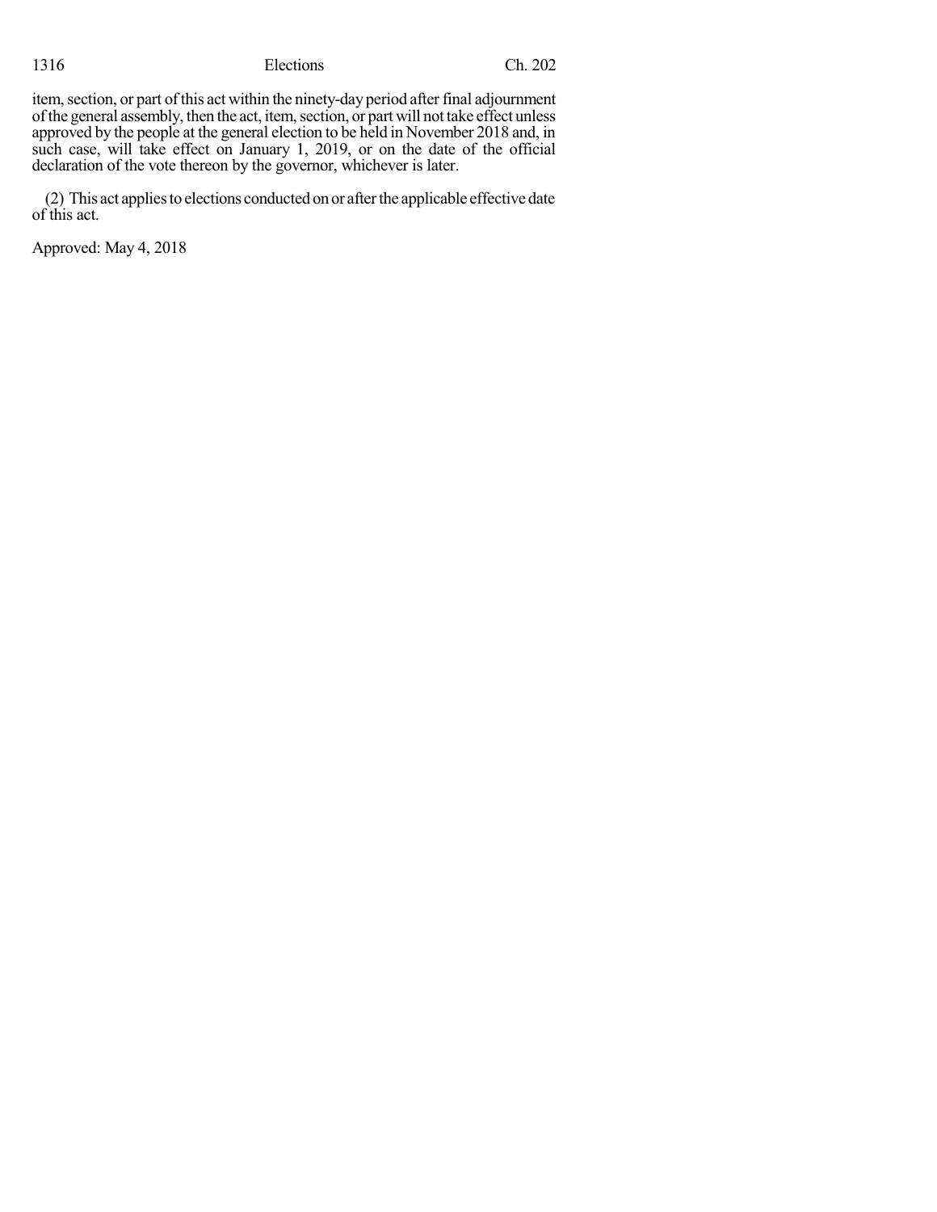item, section, or part of this act within the ninety-day period after final adjournment of the general assembly, then the act, item, section, or part will not take effect unless approved by the people at the general election to be held in November 2018 and, in such case, will take effect on January 1, 2019, or on the date of the official declaration of the vote thereon by the governor, whichever is later.

(2) This act applies to elections conducted on or after the applicable effective date of this act.

Approved: May 4, 2018